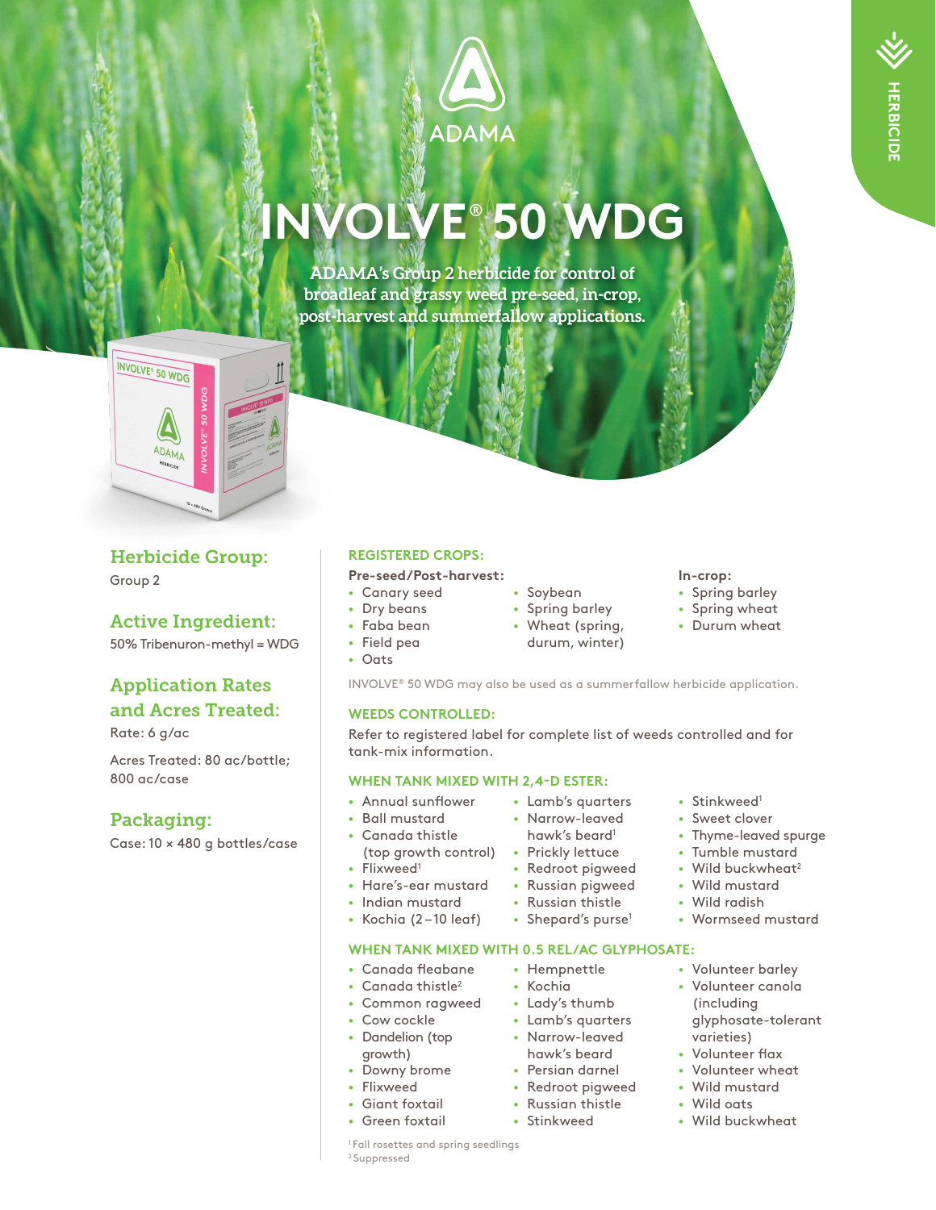HERBICIDE

ADAMA

# INVOLVE® 50 WDG

**ADAMA's Group 2 herbicide for control of broadleaf and grassy weed pre-seed, in-crop, post-harvest and summerfallow applications.**

## Herbicide Group:

Group 2

## Active Ingredient:

50% Tribenuron-methyl = WDG

## Application Rates and Acres Treated:

Rate: 6 g/ac

Acres Treated: 80 ac/bottle; 800 ac/case

## Packaging:

Case: 10 × 480 g bottles/case

### REGISTERED CROPS:

**Pre-seed/Post-harvest:**

- Canary seed
- Dry beans
- Faba bean
- Field pea
- Oats
- Soybean
- Spring barley
- Wheat (spring, durum, winter)

**In-crop:**

- Spring barley
- Spring wheat
- Durum wheat

INVOLVE® 50 WDG may also be used as a summerfallow herbicide application.

### WEEDS CONTROLLED:

Refer to registered label for complete list of weeds controlled and for tank-mix information.

### WHEN TANK MIXED WITH 2,4-D ESTER:

- Annual sunflower
- Ball mustard
- Canada thistle (top growth control)
- Flixweed[1]
- Hare's-ear mustard
- Indian mustard
- Kochia (2 – 10 leaf)
- Lamb's quarters
- Narrow-leaved hawk's beard[1]
- Prickly lettuce
- Redroot pigweed
- Russian pigweed
- Russian thistle
- Shepard's purse[1]
- Stinkweed[1]
- Sweet clover
- Thyme-leaved spurge
- Tumble mustard
- Wild buckwheat[2]
- Wild mustard
- Wild radish
- Wormseed mustard

### WHEN TANK MIXED WITH 0.5 REL/AC GLYPHOSATE:

- Canada fleabane
- Canada thistle[2]
- Common ragweed
- Cow cockle
- Dandelion (top growth)
- Downy brome
- Flixweed
- Giant foxtail
- Green foxtail
- Hempnettle
- Kochia
- Lady's thumb
- Lamb's quarters
- Narrow-leaved hawk's beard
- Persian darnel
- Redroot pigweed
- Russian thistle
- Stinkweed
- Volunteer barley
- Volunteer canola (including glyphosate-tolerant varieties)
- Volunteer flax
- Volunteer wheat
- Wild mustard
- Wild oats
- Wild buckwheat

[1] Fall rosettes and spring seedlings
[2] Suppressed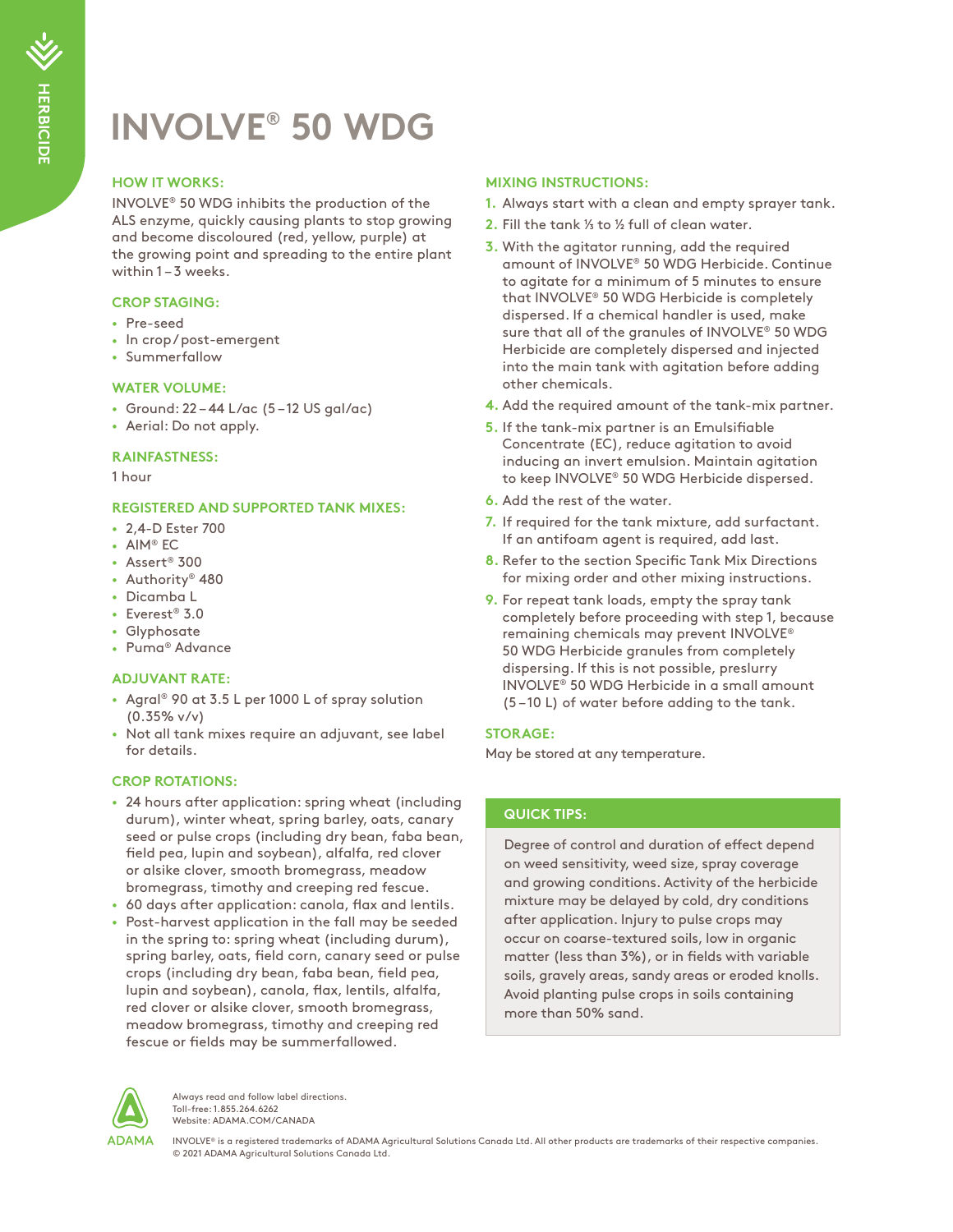# INVOLVE® 50 WDG

### HOW IT WORKS:

INVOLVE® 50 WDG inhibits the production of the ALS enzyme, quickly causing plants to stop growing and become discoloured (red, yellow, purple) at the growing point and spreading to the entire plant within 1–3 weeks.

### CROP STAGING:

- Pre-seed
- In crop/post-emergent
- Summerfallow

### WATER VOLUME:

- Ground: 22–44 L/ac (5–12 US gal/ac)
- Aerial: Do not apply.

### RAINFASTNESS:

1 hour

### REGISTERED AND SUPPORTED TANK MIXES:

- 2,4-D Ester 700
- AIM® EC
- Assert® 300
- Authority® 480
- Dicamba L
- Everest® 3.0
- Glyphosate
- Puma® Advance

### ADJUVANT RATE:

- Agral® 90 at 3.5 L per 1000 L of spray solution (0.35% v/v)
- Not all tank mixes require an adjuvant, see label for details.

### CROP ROTATIONS:

- 24 hours after application: spring wheat (including durum), winter wheat, spring barley, oats, canary seed or pulse crops (including dry bean, faba bean, field pea, lupin and soybean), alfalfa, red clover or alsike clover, smooth bromegrass, meadow bromegrass, timothy and creeping red fescue.
- 60 days after application: canola, flax and lentils.
- Post-harvest application in the fall may be seeded in the spring to: spring wheat (including durum), spring barley, oats, field corn, canary seed or pulse crops (including dry bean, faba bean, field pea, lupin and soybean), canola, flax, lentils, alfalfa, red clover or alsike clover, smooth bromegrass, meadow bromegrass, timothy and creeping red fescue or fields may be summerfallowed.

### MIXING INSTRUCTIONS:

1. Always start with a clean and empty sprayer tank.
2. Fill the tank ⅓ to ½ full of clean water.
3. With the agitator running, add the required amount of INVOLVE® 50 WDG Herbicide. Continue to agitate for a minimum of 5 minutes to ensure that INVOLVE® 50 WDG Herbicide is completely dispersed. If a chemical handler is used, make sure that all of the granules of INVOLVE® 50 WDG Herbicide are completely dispersed and injected into the main tank with agitation before adding other chemicals.
4. Add the required amount of the tank-mix partner.
5. If the tank-mix partner is an Emulsifiable Concentrate (EC), reduce agitation to avoid inducing an invert emulsion. Maintain agitation to keep INVOLVE® 50 WDG Herbicide dispersed.
6. Add the rest of the water.
7. If required for the tank mixture, add surfactant. If an antifoam agent is required, add last.
8. Refer to the section Specific Tank Mix Directions for mixing order and other mixing instructions.
9. For repeat tank loads, empty the spray tank completely before proceeding with step 1, because remaining chemicals may prevent INVOLVE® 50 WDG Herbicide granules from completely dispersing. If this is not possible, preslurry INVOLVE® 50 WDG Herbicide in a small amount (5–10 L) of water before adding to the tank.

### STORAGE:

May be stored at any temperature.

### QUICK TIPS:

Degree of control and duration of effect depend on weed sensitivity, weed size, spray coverage and growing conditions. Activity of the herbicide mixture may be delayed by cold, dry conditions after application. Injury to pulse crops may occur on coarse-textured soils, low in organic matter (less than 3%), or in fields with variable soils, gravely areas, sandy areas or eroded knolls. Avoid planting pulse crops in soils containing more than 50% sand.

Always read and follow label directions.
Toll-free: 1.855.264.6262
Website: ADAMA.COM/CANADA

INVOLVE® is a registered trademarks of ADAMA Agricultural Solutions Canada Ltd. All other products are trademarks of their respective companies.
© 2021 ADAMA Agricultural Solutions Canada Ltd.